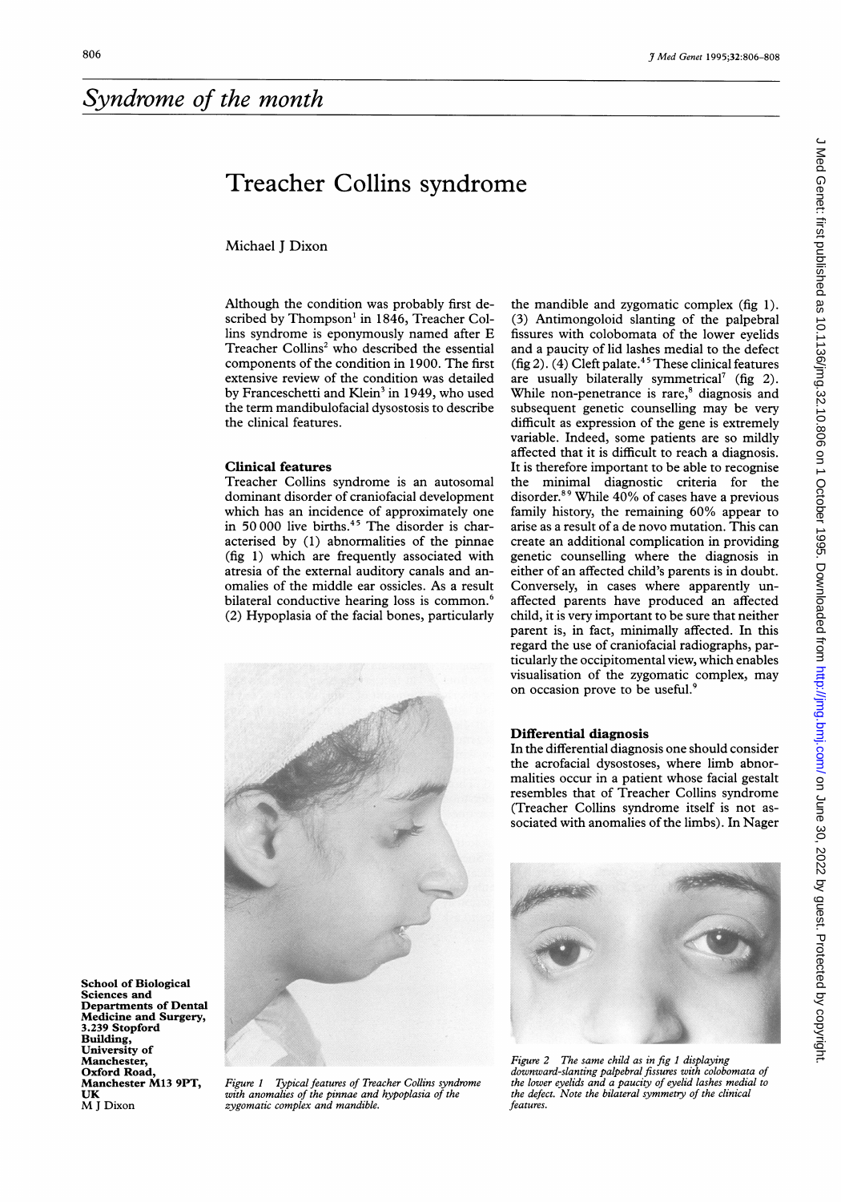## Syndrome of the month

# Treacher Collins syndrome

Michael J Dixon

School of Biological Sciences and Departments of Dental Medicine and Surgery, 3.239 Stopford Building, University of Manchester, Oxford Road, Manchester M13 9PT, UK
M J Dixon

Although the condition was probably first described by Thompson[1] in 1846, Treacher Collins syndrome is eponymously named after E Treacher Collins[2] who described the essential components of the condition in 1900. The first extensive review of the condition was detailed by Franceschetti and Klein[3] in 1949, who used the term mandibulofacial dysostosis to describe the clinical features.

### Clinical features

Treacher Collins syndrome is an autosomal dominant disorder of craniofacial development which has an incidence of approximately one in 50 000 live births.[4,5] The disorder is characterised by (1) abnormalities of the pinnae (fig 1) which are frequently associated with atresia of the external auditory canals and anomalies of the middle ear ossicles. As a result bilateral conductive hearing loss is common.[6] (2) Hypoplasia of the facial bones, particularly the mandible and zygomatic complex (fig 1). (3) Antimongoloid slanting of the palpebral fissures with colobomata of the lower eyelids and a paucity of lid lashes medial to the defect (fig 2). (4) Cleft palate.[4,5] These clinical features are usually bilaterally symmetrical[7] (fig 2). While non-penetrance is rare,[8] diagnosis and subsequent genetic counselling may be very difficult as expression of the gene is extremely variable. Indeed, some patients are so mildly affected that it is difficult to reach a diagnosis. It is therefore important to be able to recognise the minimal diagnostic criteria for the disorder.[8,9] While 40% of cases have a previous family history, the remaining 60% appear to arise as a result of a de novo mutation. This can create an additional complication in providing genetic counselling where the diagnosis in either of an affected child's parents is in doubt. Conversely, in cases where apparently unaffected parents have produced an affected child, it is very important to be sure that neither parent is, in fact, minimally affected. In this regard the use of craniofacial radiographs, particularly the occipitomental view, which enables visualisation of the zygomatic complex, may on occasion prove to be useful.[9]

*Figure 1 Typical features of Treacher Collins syndrome with anomalies of the pinnae and hypoplasia of the zygomatic complex and mandible.*

### Differential diagnosis

In the differential diagnosis one should consider the acrofacial dysostoses, where limb abnormalities occur in a patient whose facial gestalt resembles that of Treacher Collins syndrome (Treacher Collins syndrome itself is not associated with anomalies of the limbs). In Nager

*Figure 2 The same child as in fig 1 displaying downward-slanting palpebral fissures with colobomata of the lower eyelids and a paucity of eyelid lashes medial to the defect. Note the bilateral symmetry of the clinical features.*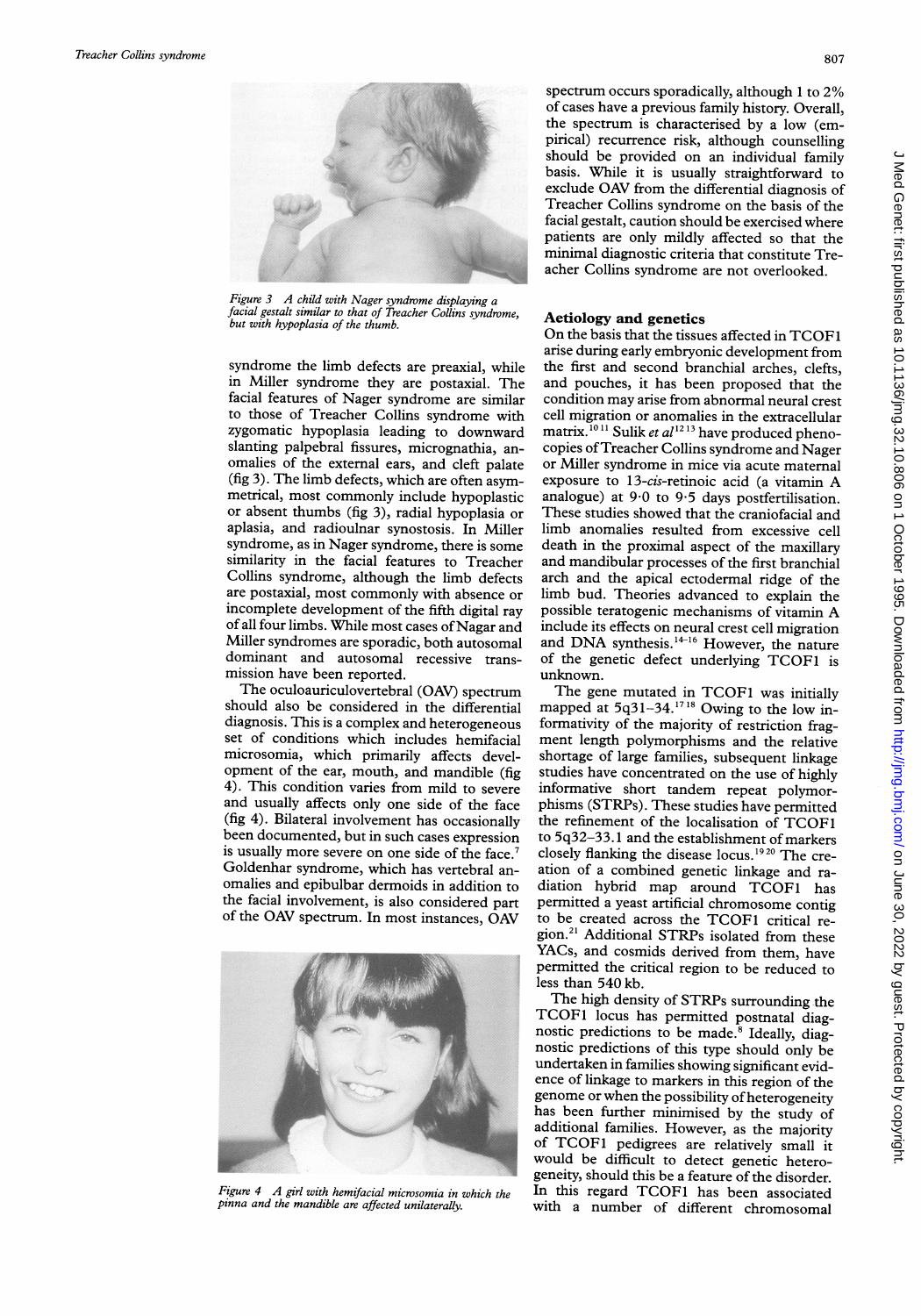Figure 3 A child with Nager syndrome displaying a facial gestalt similar to that of Treacher Collins syndrome, but with hypoplasia of the thumb.

syndrome the limb defects are preaxial, while in Miller syndrome they are postaxial. The facial features of Nager syndrome are similar to those of Treacher Collins syndrome with zygomatic hypoplasia leading to downward slanting palpebral fissures, micrognathia, anomalies of the external ears, and cleft palate (fig 3). The limb defects, which are often asymmetrical, most commonly include hypoplastic or absent thumbs (fig 3), radial hypoplasia or aplasia, and radioulnar synostosis. In Miller syndrome, as in Nager syndrome, there is some similarity in the facial features to Treacher Collins syndrome, although the limb defects are postaxial, most commonly with absence or incomplete development of the fifth digital ray of all four limbs. While most cases of Nagar and Miller syndromes are sporadic, both autosomal dominant and autosomal recessive transmission have been reported.

The oculoauriculovertebral (OAV) spectrum should also be considered in the differential diagnosis. This is a complex and heterogeneous set of conditions which includes hemifacial microsomia, which primarily affects development of the ear, mouth, and mandible (fig 4). This condition varies from mild to severe and usually affects only one side of the face (fig 4). Bilateral involvement has occasionally been documented, but in such cases expression is usually more severe on one side of the face.[7] Goldenhar syndrome, which has vertebral anomalies and epibulbar dermoids in addition to the facial involvement, is also considered part of the OAV spectrum. In most instances, OAV spectrum occurs sporadically, although 1 to 2% of cases have a previous family history. Overall, the spectrum is characterised by a low (empirical) recurrence risk, although counselling should be provided on an individual family basis. While it is usually straightforward to exclude OAV from the differential diagnosis of Treacher Collins syndrome on the basis of the facial gestalt, caution should be exercised where patients are only mildly affected so that the minimal diagnostic criteria that constitute Treacher Collins syndrome are not overlooked.

Figure 4 A girl with hemifacial microsomia in which the pinna and the mandible are affected unilaterally.

## Aetiology and genetics

On the basis that the tissues affected in TCOF1 arise during early embryonic development from the first and second branchial arches, clefts, and pouches, it has been proposed that the condition may arise from abnormal neural crest cell migration or anomalies in the extracellular matrix.[10,11] Sulik *et al*[12,13] have produced phenocopies of Treacher Collins syndrome and Nager or Miller syndrome in mice via acute maternal exposure to 13-*cis*-retinoic acid (a vitamin A analogue) at 9·0 to 9·5 days postfertilisation. These studies showed that the craniofacial and limb anomalies resulted from excessive cell death in the proximal aspect of the maxillary and mandibular processes of the first branchial arch and the apical ectodermal ridge of the limb bud. Theories advanced to explain the possible teratogenic mechanisms of vitamin A include its effects on neural crest cell migration and DNA synthesis.[14-16] However, the nature of the genetic defect underlying TCOF1 is unknown.

The gene mutated in TCOF1 was initially mapped at 5q31–34.[17,18] Owing to the low informativity of the majority of restriction fragment length polymorphisms and the relative shortage of large families, subsequent linkage studies have concentrated on the use of highly informative short tandem repeat polymorphisms (STRPs). These studies have permitted the refinement of the localisation of TCOF1 to 5q32–33.1 and the establishment of markers closely flanking the disease locus.[19,20] The creation of a combined genetic linkage and radiation hybrid map around TCOF1 has permitted a yeast artificial chromosome contig to be created across the TCOF1 critical region.[21] Additional STRPs isolated from these YACs, and cosmids derived from them, have permitted the critical region to be reduced to less than 540 kb.

The high density of STRPs surrounding the TCOF1 locus has permitted postnatal diagnostic predictions to be made.[8] Ideally, diagnostic predictions of this type should only be undertaken in families showing significant evidence of linkage to markers in this region of the genome or when the possibility of heterogeneity has been further minimised by the study of additional families. However, as the majority of TCOF1 pedigrees are relatively small it would be difficult to detect genetic heterogeneity, should this be a feature of the disorder. In this regard TCOF1 has been associated with a number of different chromosomal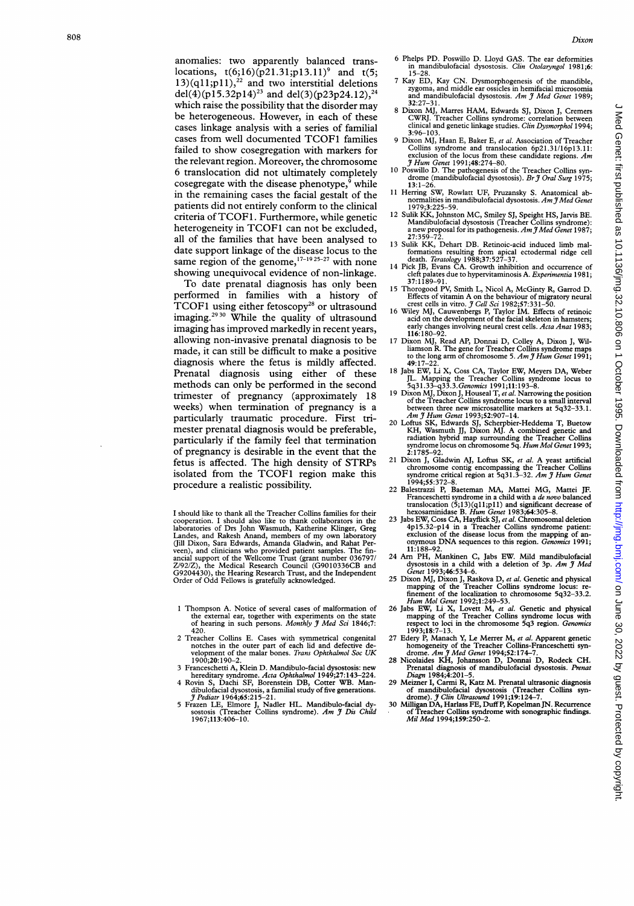anomalies: two apparently balanced translocations, t(6;16)(p21.31;p13.11)[9] and t(5;13)(q11;p11),[22] and two interstitial deletions del(4)(p15.32p14)[23] and del(3)(p23p24.12),[24] which raise the possibility that the disorder may be heterogeneous. However, in each of these cases linkage analysis with a series of familial cases from well documented TCOF1 families failed to show cosegregation with markers for the relevant region. Moreover, the chromosome 6 translocation did not ultimately completely cosegregate with the disease phenotype,[9] while in the remaining cases the facial gestalt of the patients did not entirely conform to the clinical criteria of TCOF1. Furthermore, while genetic heterogeneity in TCOF1 can not be excluded, all of the families that have been analysed to date support linkage of the disease locus to the same region of the genome,[17-19 25-27] with none showing unequivocal evidence of non-linkage.

To date prenatal diagnosis has only been performed in families with a history of TCOF1 using either fetoscopy[28] or ultrasound imaging.[29 30] While the quality of ultrasound imaging has improved markedly in recent years, allowing non-invasive prenatal diagnosis to be made, it can still be difficult to make a positive diagnosis where the fetus is mildly affected. Prenatal diagnosis using either of these methods can only be performed in the second trimester of pregnancy (approximately 18 weeks) when termination of pregnancy is a particularly traumatic procedure. First trimester prenatal diagnosis would be preferable, particularly if the family feel that termination of pregnancy is desirable in the event that the fetus is affected. The high density of STRPs isolated from the TCOF1 region make this procedure a realistic possibility.

I should like to thank all the Treacher Collins families for their cooperation. I should also like to thank collaborators in the laboratories of Drs John Wasmuth, Katherine Klinger, Greg Landes, and Rakesh Anand, members of my own laboratory (Jill Dixon, Sara Edwards, Amanda Gladwin, and Rahat Perveen), and clinicians who provided patient samples. The financial support of the Wellcome Trust (grant number 036797/Z/92/Z), the Medical Research Council (G9010336CB and G9204430), the Hearing Research Trust, and the Independent Order of Odd Fellows is gratefully acknowledged.

1 Thompson A. Notice of several cases of malformation of the external ear, together with experiments on the state of hearing in such persons. *Monthly J Med Sci* 1846;7: 420.
2 Treacher Collins E. Cases with symmetrical congenital notches in the outer part of each lid and defective development of the malar bones. *Trans Ophthalmol Soc UK* 1900;20:190–2.
3 Franceschetti A, Klein D. Mandibulo-facial dysostosis: new hereditary syndrome. *Acta Ophthalmol* 1949;27:143–224.
4 Rovin S, Dachi SF, Borenstein DB, Cotter WB. Mandibulofacial dysostosis, a familial study of five generations. *J Pediatr* 1964;65:215–21.
5 Frazen LE, Elmore J, Nadler HL. Mandibulo-facial dysostosis (Treacher Collins syndrome). *Am J Dis Child* 1967;113:406–10.
6 Phelps PD. Poswillo D. Lloyd GAS. The ear deformities in mandibulofacial dysostosis. *Clin Otolaryngol* 1981;6: 15–28.
7 Kay ED, Kay CN. Dysmorphogenesis of the mandible, zygoma, and middle ear ossicles in hemifacial microsomia and mandibulofacial dysostosis. *Am J Med Genet* 1989; 32:27–31.
8 Dixon MJ, Marres HAM, Edwards SJ, Dixon J, Cremers CWRJ. Treacher Collins syndrome: correlation between clinical and genetic linkage studies. *Clin Dysmorphol* 1994; 3:96–103.
9 Dixon MJ, Haan E, Baker E, *et al*. Association of Treacher Collins syndrome and translocation 6p21.31/16p13.11: exclusion of the locus from these candidate regions. *Am J Hum Genet* 1991;48:274–80.
10 Poswillo D. The pathogenesis of the Treacher Collins syndrome (mandibulofacial dysostosis). *Br J Oral Surg* 1975; 13:1–26.
11 Herring SW, Rowlatt UF, Pruzansky S. Anatomical abnormalities in mandibulofacial dysostosis. *Am J Med Genet* 1979;3:225–59.
12 Sulik KK, Johnston MC, Smiley SJ, Speight HS, Jarvis BE. Mandibulofacial dysostosis (Treacher Collins syndrome): a new proposal for its pathogenesis. *Am J Med Genet* 1987; 27:359–72.
13 Sulik KK, Dehart DB. Retinoic-acid induced limb malformations resulting from apical ectodermal ridge cell death. *Teratology* 1988;37:527–37.
14 Pick JB, Evans CA. Growth inhibition and occurrence of cleft palates due to hypervitaminosis A. *Experimentia* 1981; 37:1189–91.
15 Thorogood PV, Smith L, Nicol A, McGinty R, Garrod D. Effects of vitamin A on the behaviour of migratory neural crest cells in vitro. *J Cell Sci* 1982;57:331–50.
16 Wiley MJ, Cauwenbergs P, Taylor IM. Effects of retinoic acid on the development of the facial skeleton in hamsters; early changes involving neural crest cells. *Acta Anat* 1983; 116:180–92.
17 Dixon MJ, Read AP, Donnai D, Colley A, Dixon J, Williamson R. The gene for Treacher Collins syndrome maps to the long arm of chromosome 5. *Am J Hum Genet* 1991; 49:17–22.
18 Jabs EW, Li X, Coss CA, Taylor EW, Meyers DA, Weber JL. Mapping the Treacher Collins syndrome locus to 5q31.33–q33.3. *Genomics* 1991;11:193–8.
19 Dixon MJ, Dixon J, Houseal T, *et al*. Narrowing the position of the Treacher Collins syndrome locus to a small interval between three new microsatellite markers at 5q32–33.1. *Am J Hum Genet* 1993;52:907–14.
20 Loftus SK, Edwards SJ, Scherpbier-Heddema T, Buetow KH, Wasmuth JJ, Dixon MJ. A combined genetic and radiation hybrid map surrounding the Treacher Collins syndrome locus on chromosome 5q. *Hum Mol Genet* 1993; 2:1785–92.
21 Dixon J, Gladwin AJ, Loftus SK, *et al*. A yeast artificial chromosome contig encompassing the Treacher Collins syndrome critical region at 5q31.3–32. *Am J Hum Genet* 1994;55:372–8.
22 Balestrazzi P, Baeteman MA, Mattei MG, Mattei JF. Franceschetti syndrome in a child with a *de novo* balanced translocation (5;13)(q11;p11) and significant decrease of hexosaminidase B. *Hum Genet* 1983;64:305–8.
23 Jabs EW, Coss CA, Hayflick SJ, *et al*. Chromosomal deletion 4p15.32–p14 in a Treacher Collins syndrome patient: exclusion of the disease locus from the mapping of anonymous DNA sequences to this region. *Genomics* 1991; 11:188–92.
24 Arn PH, Mankinen C, Jabs EW. Mild mandibulofacial dysostosis in a child with a deletion of 3p. *Am J Med Genet* 1993;46:534–6.
25 Dixon MJ, Dixon J, Raskova D, *et al*. Genetic and physical mapping of the Treacher Collins syndrome locus: refinement of the localization to chromosome 5q32–33.2. *Hum Mol Genet* 1992;1:249–53.
26 Jabs EW, Li X, Lovett M, *et al*. Genetic and physical mapping of the Treacher Collins syndrome locus with respect to loci in the chromosome 5q3 region. *Genomics* 1993;18:7–13.
27 Edery P, Manach Y, Le Merrer M, *et al*. Apparent genetic homogeneity of the Treacher Collins-Franceschetti syndrome. *Am J Med Genet* 1994;52:174–7.
28 Nicolaides KH, Johansson D, Donnai D, Rodeck CH. Prenatal diagnosis of mandibulofacial dysostosis. *Prenat Diagn* 1984;4:201–5.
29 Meizner I, Carmi R, Katz M. Prenatal ultrasonic diagnosis of mandibulofacial dysostosis (Treacher Collins syndrome). *J Clin Ultrasound* 1991;19:124–7.
30 Milligan DA, Harlass FE, Duff P, Kopelman JN. Recurrence of Treacher Collins syndrome with sonographic findings. *Mil Med* 1994;159:250–2.